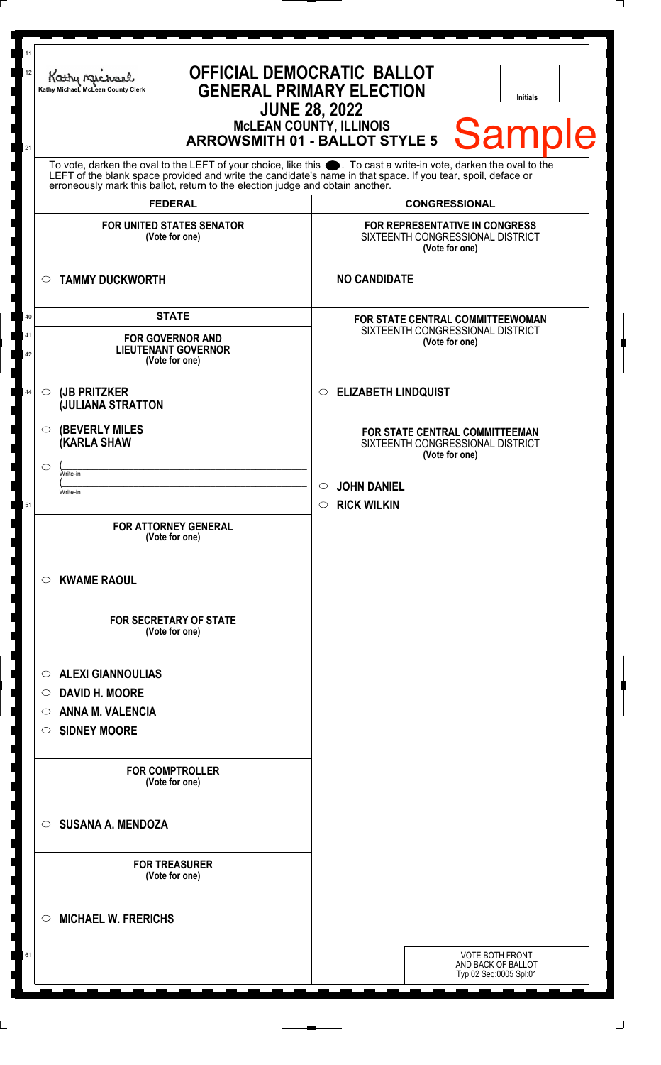Kathy Michael, McLean County Clerk

# OFFICIAL DEMOCRATIC BALLOT
## GENERAL PRIMARY ELECTION
## JUNE 28, 2022
### McLEAN COUNTY, ILLINOIS
### ARROWSMITH 01 - BALLOT STYLE 5

Initials

Sample

To vote, darken the oval to the LEFT of your choice, like this ●. To cast a write-in vote, darken the oval to the LEFT of the blank space provided and write the candidate's name in that space. If you tear, spoil, deface or erroneously mark this ballot, return to the election judge and obtain another.

## FEDERAL

**FOR UNITED STATES SENATOR**
(Vote for one)

○ **TAMMY DUCKWORTH**

## STATE

**FOR GOVERNOR AND LIEUTENANT GOVERNOR**
(Vote for one)

○ **(JB PRITZKER**
**(JULIANA STRATTON**

○ **(BEVERLY MILES**
**(KARLA SHAW**

○ (______________________
Write-in
(______________________
Write-in

**FOR ATTORNEY GENERAL**
(Vote for one)

○ **KWAME RAOUL**

**FOR SECRETARY OF STATE**
(Vote for one)

○ **ALEXI GIANNOULIAS**
○ **DAVID H. MOORE**
○ **ANNA M. VALENCIA**
○ **SIDNEY MOORE**

**FOR COMPTROLLER**
(Vote for one)

○ **SUSANA A. MENDOZA**

**FOR TREASURER**
(Vote for one)

○ **MICHAEL W. FRERICHS**

## CONGRESSIONAL

**FOR REPRESENTATIVE IN CONGRESS**
SIXTEENTH CONGRESSIONAL DISTRICT
(Vote for one)

**NO CANDIDATE**

**FOR STATE CENTRAL COMMITTEEWOMAN**
SIXTEENTH CONGRESSIONAL DISTRICT
(Vote for one)

○ **ELIZABETH LINDQUIST**

**FOR STATE CENTRAL COMMITTEEMAN**
SIXTEENTH CONGRESSIONAL DISTRICT
(Vote for one)

○ **JOHN DANIEL**
○ **RICK WILKIN**

VOTE BOTH FRONT AND BACK OF BALLOT
Typ:02 Seq:0005 Spl:01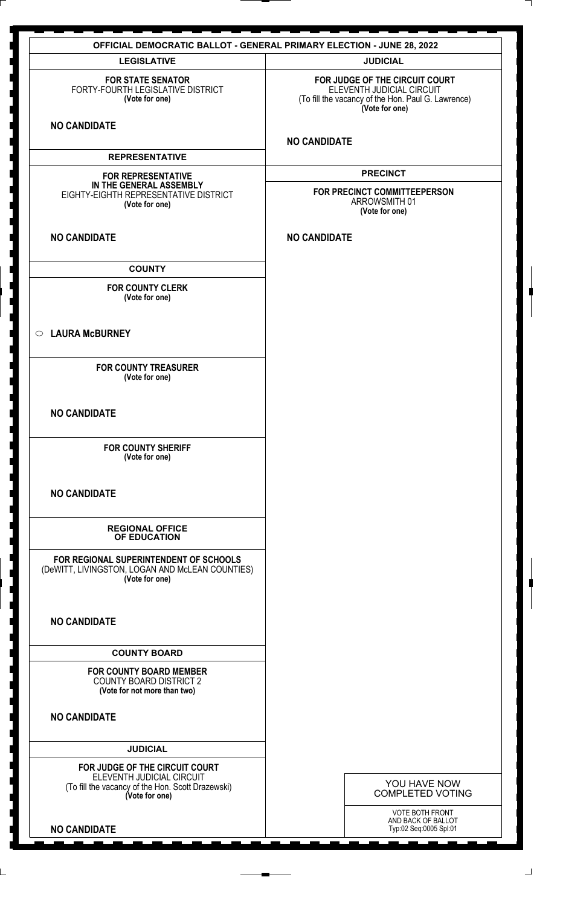**OFFICIAL DEMOCRATIC BALLOT - GENERAL PRIMARY ELECTION - JUNE 28, 2022**

## LEGISLATIVE

**FOR STATE SENATOR**
FORTY-FOURTH LEGISLATIVE DISTRICT
**(Vote for one)**

**NO CANDIDATE**

## REPRESENTATIVE

**FOR REPRESENTATIVE IN THE GENERAL ASSEMBLY**
EIGHTY-EIGHTH REPRESENTATIVE DISTRICT
**(Vote for one)**

**NO CANDIDATE**

## COUNTY

**FOR COUNTY CLERK**
**(Vote for one)**

- ○ **LAURA McBURNEY**

**FOR COUNTY TREASURER**
**(Vote for one)**

**NO CANDIDATE**

**FOR COUNTY SHERIFF**
**(Vote for one)**

**NO CANDIDATE**

## REGIONAL OFFICE OF EDUCATION

**FOR REGIONAL SUPERINTENDENT OF SCHOOLS**
(DeWITT, LIVINGSTON, LOGAN AND McLEAN COUNTIES)
**(Vote for one)**

**NO CANDIDATE**

## COUNTY BOARD

**FOR COUNTY BOARD MEMBER**
COUNTY BOARD DISTRICT 2
**(Vote for not more than two)**

**NO CANDIDATE**

## JUDICIAL

**FOR JUDGE OF THE CIRCUIT COURT**
ELEVENTH JUDICIAL CIRCUIT
(To fill the vacancy of the Hon. Scott Drazewski)
**(Vote for one)**

**NO CANDIDATE**

## JUDICIAL

**FOR JUDGE OF THE CIRCUIT COURT**
ELEVENTH JUDICIAL CIRCUIT
(To fill the vacancy of the Hon. Paul G. Lawrence)
**(Vote for one)**

**NO CANDIDATE**

## PRECINCT

**FOR PRECINCT COMMITTEEPERSON**
ARROWSMITH 01
**(Vote for one)**

**NO CANDIDATE**

YOU HAVE NOW COMPLETED VOTING

VOTE BOTH FRONT AND BACK OF BALLOT
Typ:02 Seq:0005 Spl:01